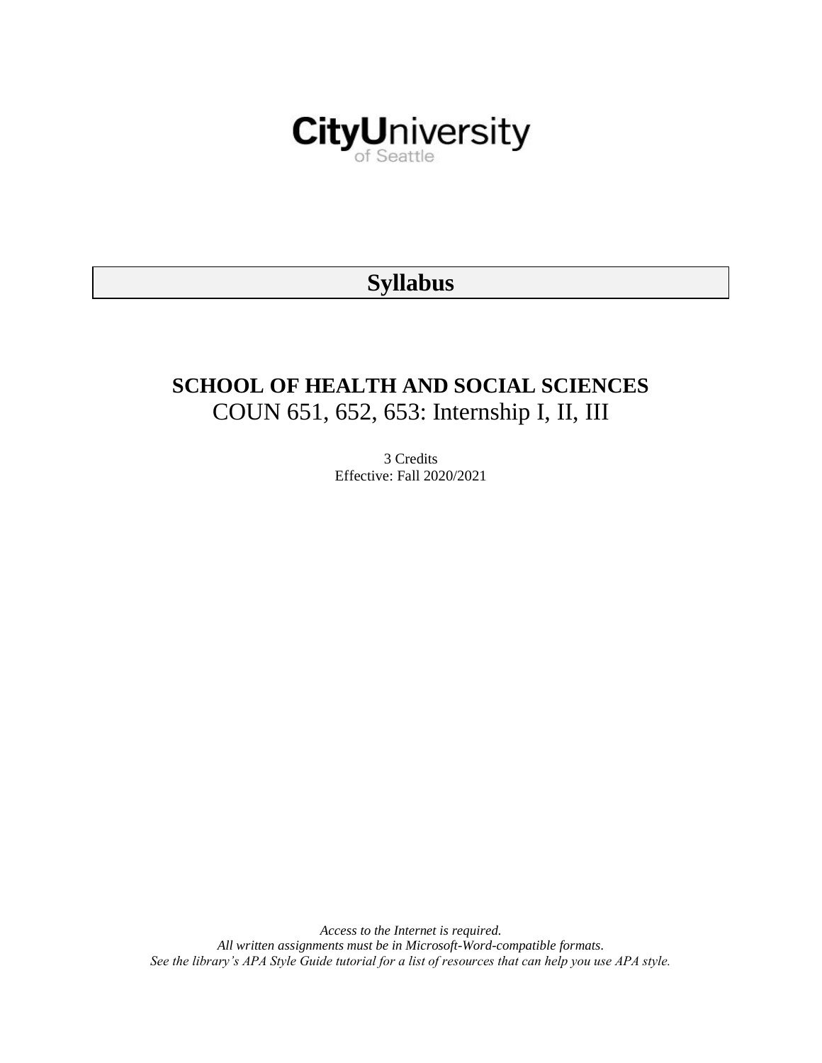CityUniversity of Seattle

# Syllabus

## SCHOOL OF HEALTH AND SOCIAL SCIENCES

COUN 651, 652, 653: Internship I, II, III

3 Credits
Effective: Fall 2020/2021

*Access to the Internet is required.*
*All written assignments must be in Microsoft-Word-compatible formats.*
*See the library's APA Style Guide tutorial for a list of resources that can help you use APA style.*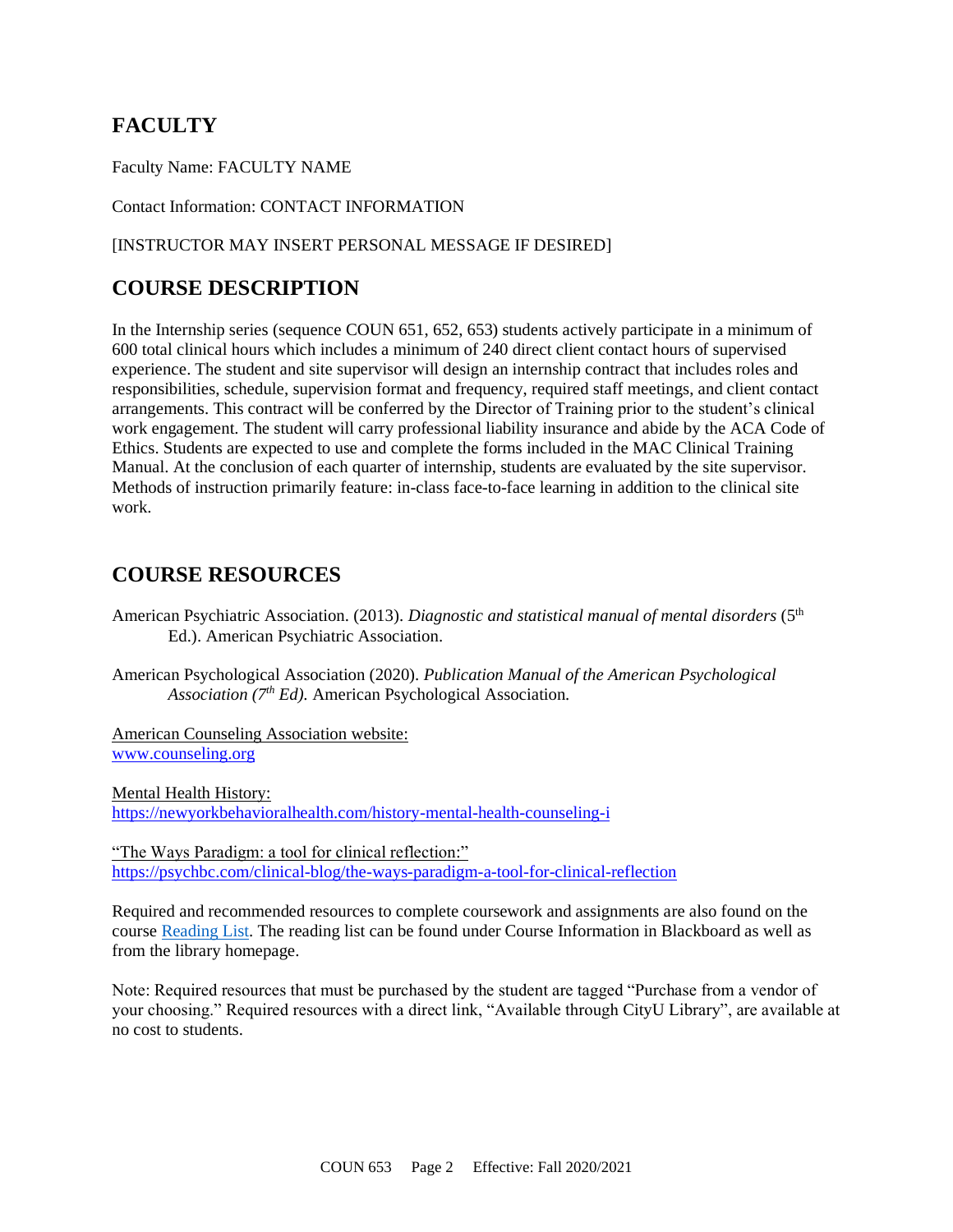## FACULTY

Faculty Name: FACULTY NAME

Contact Information: CONTACT INFORMATION

[INSTRUCTOR MAY INSERT PERSONAL MESSAGE IF DESIRED]

## COURSE DESCRIPTION

In the Internship series (sequence COUN 651, 652, 653) students actively participate in a minimum of 600 total clinical hours which includes a minimum of 240 direct client contact hours of supervised experience. The student and site supervisor will design an internship contract that includes roles and responsibilities, schedule, supervision format and frequency, required staff meetings, and client contact arrangements. This contract will be conferred by the Director of Training prior to the student's clinical work engagement. The student will carry professional liability insurance and abide by the ACA Code of Ethics. Students are expected to use and complete the forms included in the MAC Clinical Training Manual. At the conclusion of each quarter of internship, students are evaluated by the site supervisor. Methods of instruction primarily feature: in-class face-to-face learning in addition to the clinical site work.

## COURSE RESOURCES

American Psychiatric Association. (2013). *Diagnostic and statistical manual of mental disorders* (5th Ed.). American Psychiatric Association.

American Psychological Association (2020). *Publication Manual of the American Psychological Association (7th Ed).* American Psychological Association.

American Counseling Association website:
www.counseling.org

Mental Health History:
https://newyorkbehavioralhealth.com/history-mental-health-counseling-i

"The Ways Paradigm: a tool for clinical reflection:"
https://psychbc.com/clinical-blog/the-ways-paradigm-a-tool-for-clinical-reflection

Required and recommended resources to complete coursework and assignments are also found on the course Reading List. The reading list can be found under Course Information in Blackboard as well as from the library homepage.

Note: Required resources that must be purchased by the student are tagged "Purchase from a vendor of your choosing." Required resources with a direct link, "Available through CityU Library", are available at no cost to students.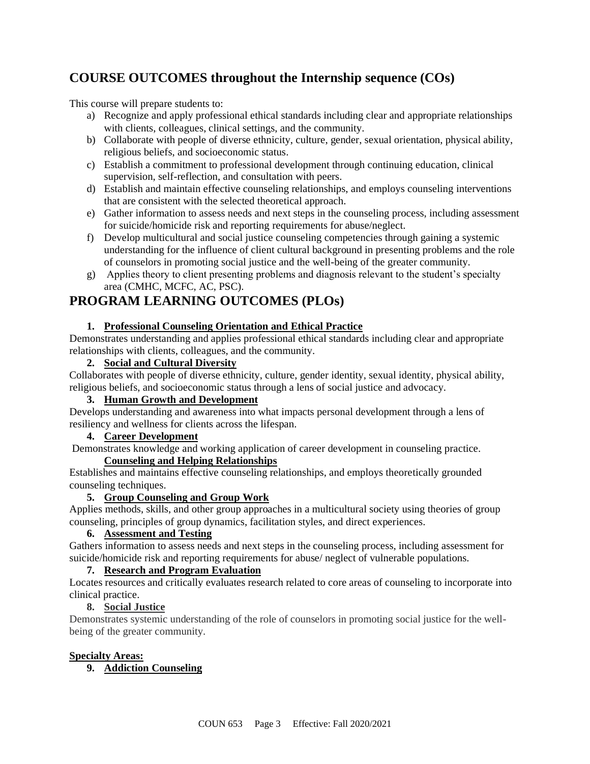## COURSE OUTCOMES throughout the Internship sequence (COs)

This course will prepare students to:

a) Recognize and apply professional ethical standards including clear and appropriate relationships with clients, colleagues, clinical settings, and the community.
b) Collaborate with people of diverse ethnicity, culture, gender, sexual orientation, physical ability, religious beliefs, and socioeconomic status.
c) Establish a commitment to professional development through continuing education, clinical supervision, self-reflection, and consultation with peers.
d) Establish and maintain effective counseling relationships, and employs counseling interventions that are consistent with the selected theoretical approach.
e) Gather information to assess needs and next steps in the counseling process, including assessment for suicide/homicide risk and reporting requirements for abuse/neglect.
f) Develop multicultural and social justice counseling competencies through gaining a systemic understanding for the influence of client cultural background in presenting problems and the role of counselors in promoting social justice and the well-being of the greater community.
g) Applies theory to client presenting problems and diagnosis relevant to the student's specialty area (CMHC, MCFC, AC, PSC).

## PROGRAM LEARNING OUTCOMES (PLOs)

**1. Professional Counseling Orientation and Ethical Practice**

Demonstrates understanding and applies professional ethical standards including clear and appropriate relationships with clients, colleagues, and the community.

**2. Social and Cultural Diversity**

Collaborates with people of diverse ethnicity, culture, gender identity, sexual identity, physical ability, religious beliefs, and socioeconomic status through a lens of social justice and advocacy.

**3. Human Growth and Development**

Develops understanding and awareness into what impacts personal development through a lens of resiliency and wellness for clients across the lifespan.

**4. Career Development**

Demonstrates knowledge and working application of career development in counseling practice.

**Counseling and Helping Relationships**

Establishes and maintains effective counseling relationships, and employs theoretically grounded counseling techniques.

**5. Group Counseling and Group Work**

Applies methods, skills, and other group approaches in a multicultural society using theories of group counseling, principles of group dynamics, facilitation styles, and direct experiences.

**6. Assessment and Testing**

Gathers information to assess needs and next steps in the counseling process, including assessment for suicide/homicide risk and reporting requirements for abuse/ neglect of vulnerable populations.

**7. Research and Program Evaluation**

Locates resources and critically evaluates research related to core areas of counseling to incorporate into clinical practice.

**8. Social Justice**

Demonstrates systemic understanding of the role of counselors in promoting social justice for the well-being of the greater community.

**Specialty Areas:**

**9. Addiction Counseling**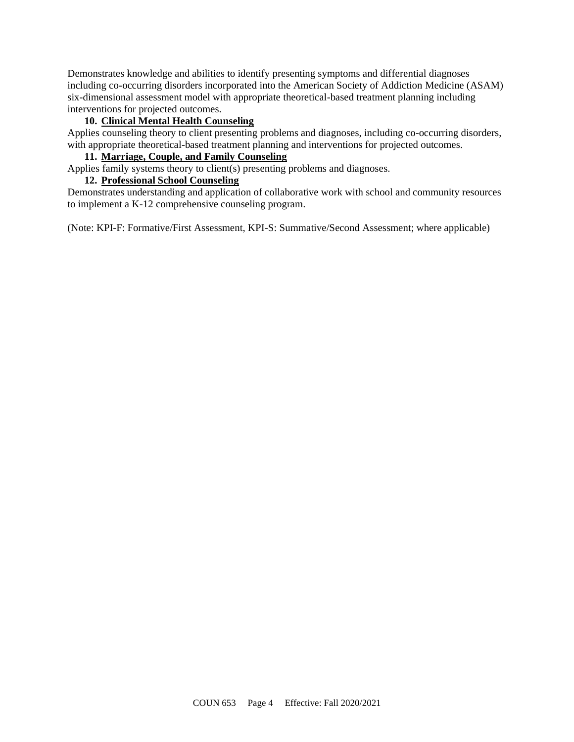Demonstrates knowledge and abilities to identify presenting symptoms and differential diagnoses including co-occurring disorders incorporated into the American Society of Addiction Medicine (ASAM) six-dimensional assessment model with appropriate theoretical-based treatment planning including interventions for projected outcomes.

**10. <u>Clinical Mental Health Counseling</u>**

Applies counseling theory to client presenting problems and diagnoses, including co-occurring disorders, with appropriate theoretical-based treatment planning and interventions for projected outcomes.

**11. <u>Marriage, Couple, and Family Counseling</u>**

Applies family systems theory to client(s) presenting problems and diagnoses.

**12. <u>Professional School Counseling</u>**

Demonstrates understanding and application of collaborative work with school and community resources to implement a K-12 comprehensive counseling program.

(Note: KPI-F: Formative/First Assessment, KPI-S: Summative/Second Assessment; where applicable)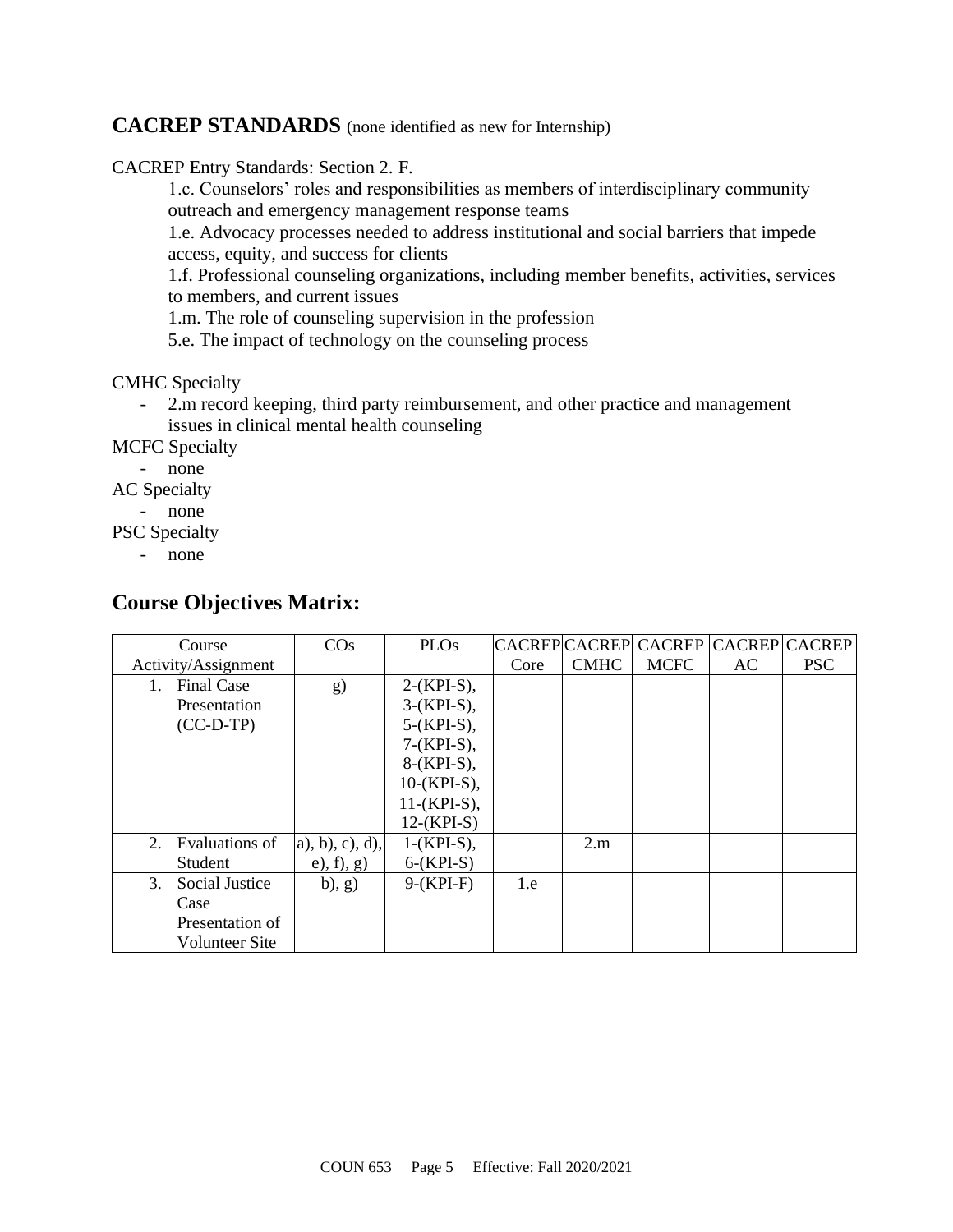## CACREP STANDARDS (none identified as new for Internship)

CACREP Entry Standards: Section 2. F.

1.c. Counselors' roles and responsibilities as members of interdisciplinary community outreach and emergency management response teams

1.e. Advocacy processes needed to address institutional and social barriers that impede access, equity, and success for clients

1.f. Professional counseling organizations, including member benefits, activities, services to members, and current issues

1.m. The role of counseling supervision in the profession

5.e. The impact of technology on the counseling process

CMHC Specialty

- 2.m record keeping, third party reimbursement, and other practice and management issues in clinical mental health counseling

MCFC Specialty

- none

AC Specialty

- none

PSC Specialty

- none

## Course Objectives Matrix:

| Course Activity/Assignment | COs | PLOs | CACREP Core | CACREP CMHC | CACREP MCFC | CACREP AC | CACREP PSC |
|---|---|---|---|---|---|---|---|
| 1. Final Case Presentation (CC-D-TP) | g) | 2-(KPI-S), 3-(KPI-S), 5-(KPI-S), 7-(KPI-S), 8-(KPI-S), 10-(KPI-S), 11-(KPI-S), 12-(KPI-S) | | | | | |
| 2. Evaluations of Student | a), b), c), d), e), f), g) | 1-(KPI-S), 6-(KPI-S) | | 2.m | | | |
| 3. Social Justice Case Presentation of Volunteer Site | b), g) | 9-(KPI-F) | 1.e | | | | |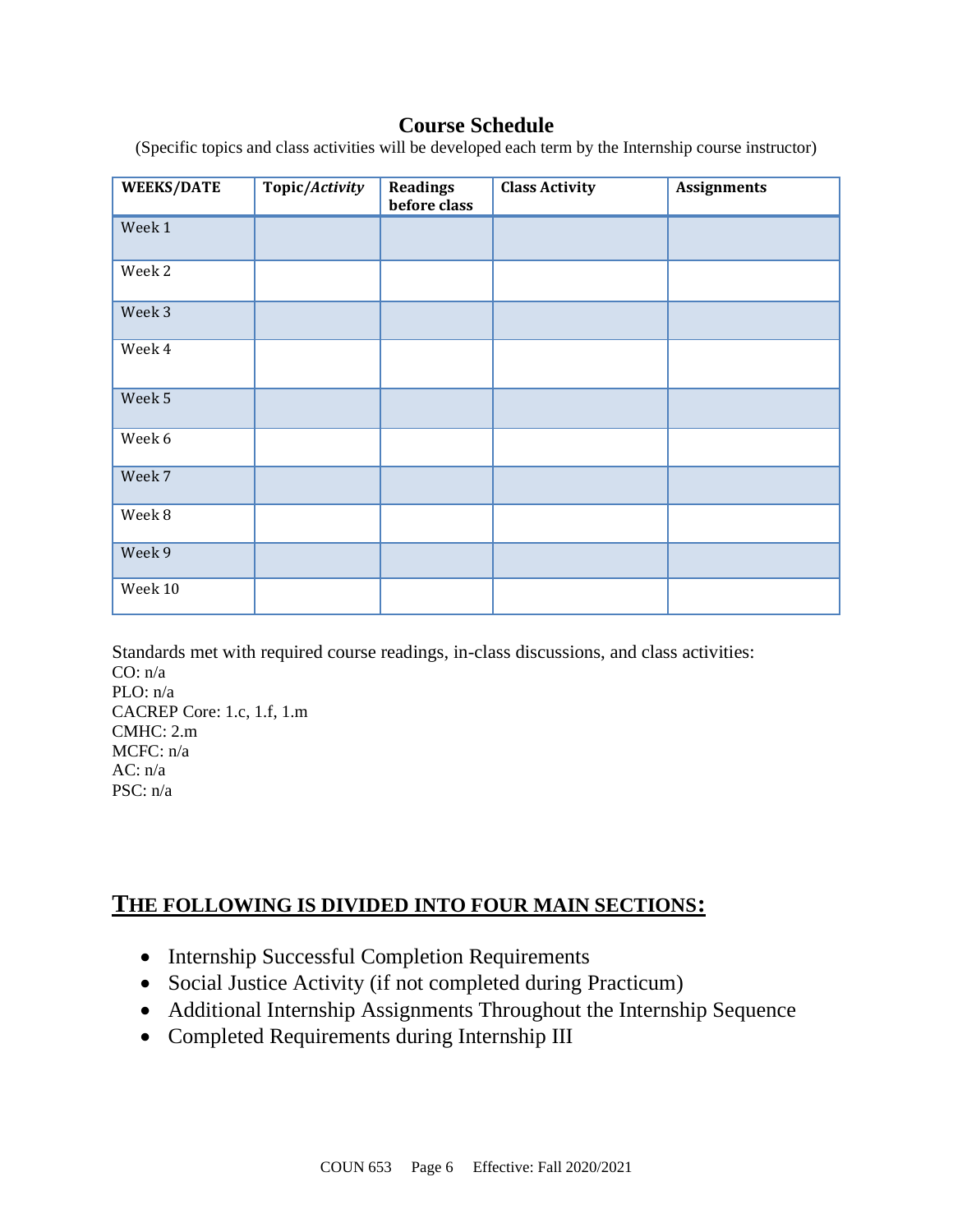## Course Schedule

(Specific topics and class activities will be developed each term by the Internship course instructor)

| WEEKS/DATE | Topic/*Activity* | Readings before class | Class Activity | Assignments |
|---|---|---|---|---|
| Week 1 | | | | |
| Week 2 | | | | |
| Week 3 | | | | |
| Week 4 | | | | |
| Week 5 | | | | |
| Week 6 | | | | |
| Week 7 | | | | |
| Week 8 | | | | |
| Week 9 | | | | |
| Week 10 | | | | |

Standards met with required course readings, in-class discussions, and class activities:
CO: n/a
PLO: n/a
CACREP Core: 1.c, 1.f, 1.m
CMHC: 2.m
MCFC: n/a
AC: n/a
PSC: n/a

## THE FOLLOWING IS DIVIDED INTO FOUR MAIN SECTIONS:

- Internship Successful Completion Requirements
- Social Justice Activity (if not completed during Practicum)
- Additional Internship Assignments Throughout the Internship Sequence
- Completed Requirements during Internship III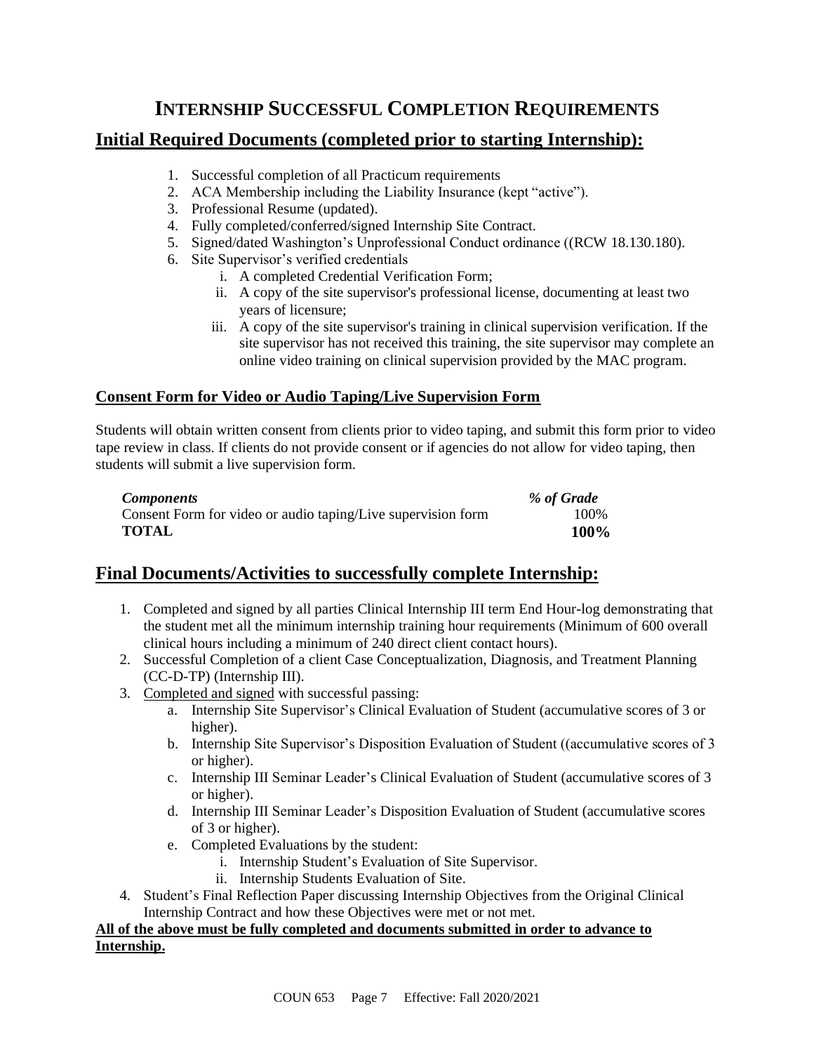# INTERNSHIP SUCCESSFUL COMPLETION REQUIREMENTS

## Initial Required Documents (completed prior to starting Internship):

1. Successful completion of all Practicum requirements
2. ACA Membership including the Liability Insurance (kept "active").
3. Professional Resume (updated).
4. Fully completed/conferred/signed Internship Site Contract.
5. Signed/dated Washington's Unprofessional Conduct ordinance ((RCW 18.130.180).
6. Site Supervisor's verified credentials
   - i. A completed Credential Verification Form;
   - ii. A copy of the site supervisor's professional license, documenting at least two years of licensure;
   - iii. A copy of the site supervisor's training in clinical supervision verification. If the site supervisor has not received this training, the site supervisor may complete an online video training on clinical supervision provided by the MAC program.

### Consent Form for Video or Audio Taping/Live Supervision Form

Students will obtain written consent from clients prior to video taping, and submit this form prior to video tape review in class. If clients do not provide consent or if agencies do not allow for video taping, then students will submit a live supervision form.

| *Components* | *% of Grade* |
|---|---|
| Consent Form for video or audio taping/Live supervision form | 100% |
| **TOTAL** | **100%** |

## Final Documents/Activities to successfully complete Internship:

1. Completed and signed by all parties Clinical Internship III term End Hour-log demonstrating that the student met all the minimum internship training hour requirements (Minimum of 600 overall clinical hours including a minimum of 240 direct client contact hours).
2. Successful Completion of a client Case Conceptualization, Diagnosis, and Treatment Planning (CC-D-TP) (Internship III).
3. Completed and signed with successful passing:
   - a. Internship Site Supervisor's Clinical Evaluation of Student (accumulative scores of 3 or higher).
   - b. Internship Site Supervisor's Disposition Evaluation of Student ((accumulative scores of 3 or higher).
   - c. Internship III Seminar Leader's Clinical Evaluation of Student (accumulative scores of 3 or higher).
   - d. Internship III Seminar Leader's Disposition Evaluation of Student (accumulative scores of 3 or higher).
   - e. Completed Evaluations by the student:
     - i. Internship Student's Evaluation of Site Supervisor.
     - ii. Internship Students Evaluation of Site.
4. Student's Final Reflection Paper discussing Internship Objectives from the Original Clinical Internship Contract and how these Objectives were met or not met.

**All of the above must be fully completed and documents submitted in order to advance to Internship.**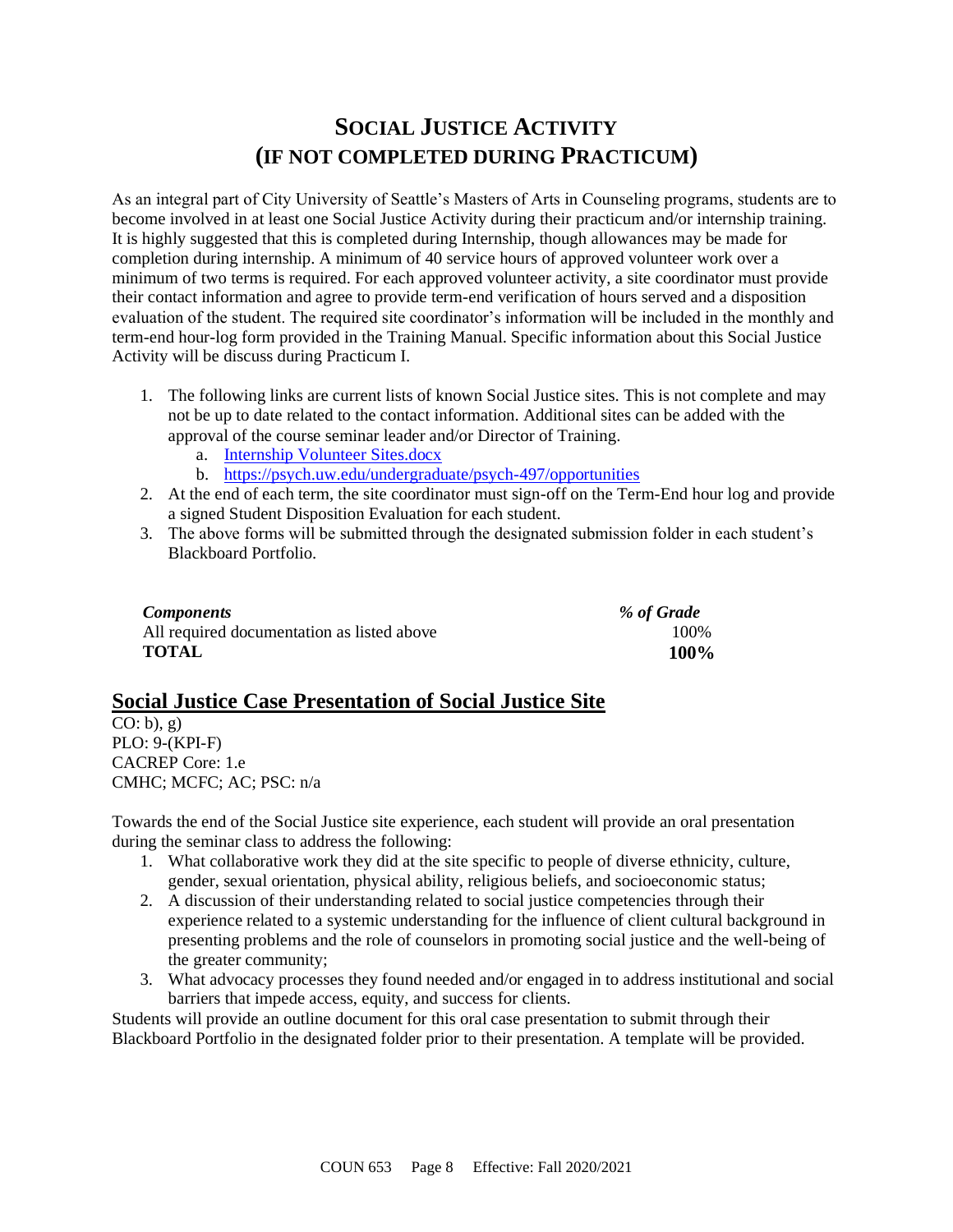# Social Justice Activity (if not completed during Practicum)

As an integral part of City University of Seattle's Masters of Arts in Counseling programs, students are to become involved in at least one Social Justice Activity during their practicum and/or internship training. It is highly suggested that this is completed during Internship, though allowances may be made for completion during internship. A minimum of 40 service hours of approved volunteer work over a minimum of two terms is required. For each approved volunteer activity, a site coordinator must provide their contact information and agree to provide term-end verification of hours served and a disposition evaluation of the student. The required site coordinator's information will be included in the monthly and term-end hour-log form provided in the Training Manual. Specific information about this Social Justice Activity will be discuss during Practicum I.

1. The following links are current lists of known Social Justice sites. This is not complete and may not be up to date related to the contact information. Additional sites can be added with the approval of the course seminar leader and/or Director of Training.
   a. Internship Volunteer Sites.docx
   b. https://psych.uw.edu/undergraduate/psych-497/opportunities
2. At the end of each term, the site coordinator must sign-off on the Term-End hour log and provide a signed Student Disposition Evaluation for each student.
3. The above forms will be submitted through the designated submission folder in each student's Blackboard Portfolio.

| *Components* | *% of Grade* |
|---|---|
| All required documentation as listed above | 100% |
| **TOTAL** | **100%** |

## Social Justice Case Presentation of Social Justice Site

CO: b), g)
PLO: 9-(KPI-F)
CACREP Core: 1.e
CMHC; MCFC; AC; PSC: n/a

Towards the end of the Social Justice site experience, each student will provide an oral presentation during the seminar class to address the following:

1. What collaborative work they did at the site specific to people of diverse ethnicity, culture, gender, sexual orientation, physical ability, religious beliefs, and socioeconomic status;
2. A discussion of their understanding related to social justice competencies through their experience related to a systemic understanding for the influence of client cultural background in presenting problems and the role of counselors in promoting social justice and the well-being of the greater community;
3. What advocacy processes they found needed and/or engaged in to address institutional and social barriers that impede access, equity, and success for clients.

Students will provide an outline document for this oral case presentation to submit through their Blackboard Portfolio in the designated folder prior to their presentation. A template will be provided.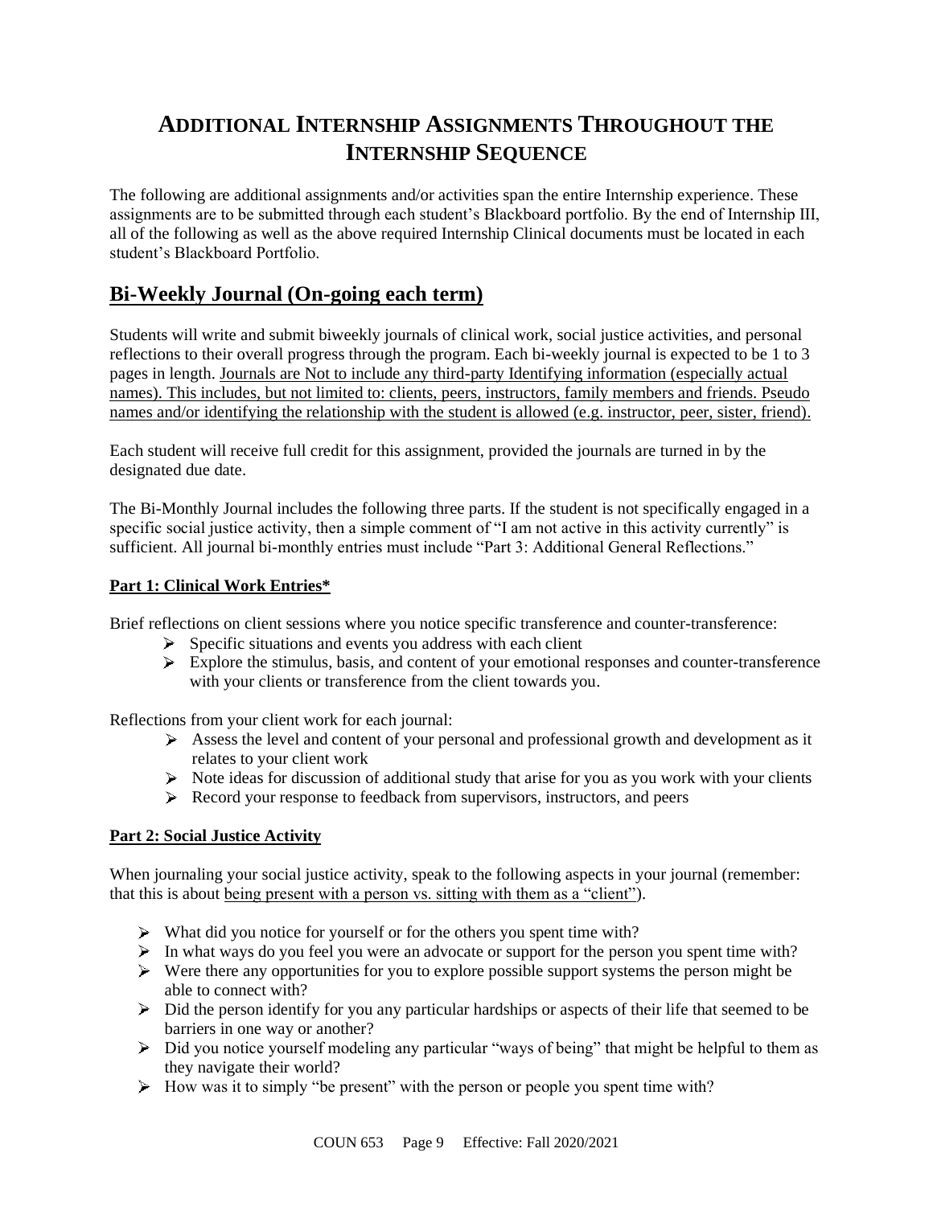# Additional Internship Assignments Throughout the Internship Sequence

The following are additional assignments and/or activities span the entire Internship experience. These assignments are to be submitted through each student's Blackboard portfolio. By the end of Internship III, all of the following as well as the above required Internship Clinical documents must be located in each student's Blackboard Portfolio.

## Bi-Weekly Journal (On-going each term)

Students will write and submit biweekly journals of clinical work, social justice activities, and personal reflections to their overall progress through the program. Each bi-weekly journal is expected to be 1 to 3 pages in length. Journals are Not to include any third-party Identifying information (especially actual names). This includes, but not limited to: clients, peers, instructors, family members and friends. Pseudo names and/or identifying the relationship with the student is allowed (e.g. instructor, peer, sister, friend).

Each student will receive full credit for this assignment, provided the journals are turned in by the designated due date.

The Bi-Monthly Journal includes the following three parts. If the student is not specifically engaged in a specific social justice activity, then a simple comment of "I am not active in this activity currently" is sufficient. All journal bi-monthly entries must include "Part 3: Additional General Reflections."

### Part 1: Clinical Work Entries*

Brief reflections on client sessions where you notice specific transference and counter-transference:

- Specific situations and events you address with each client
- Explore the stimulus, basis, and content of your emotional responses and counter-transference with your clients or transference from the client towards you.

Reflections from your client work for each journal:

- Assess the level and content of your personal and professional growth and development as it relates to your client work
- Note ideas for discussion of additional study that arise for you as you work with your clients
- Record your response to feedback from supervisors, instructors, and peers

### Part 2: Social Justice Activity

When journaling your social justice activity, speak to the following aspects in your journal (remember: that this is about being present with a person vs. sitting with them as a "client").

- What did you notice for yourself or for the others you spent time with?
- In what ways do you feel you were an advocate or support for the person you spent time with?
- Were there any opportunities for you to explore possible support systems the person might be able to connect with?
- Did the person identify for you any particular hardships or aspects of their life that seemed to be barriers in one way or another?
- Did you notice yourself modeling any particular "ways of being" that might be helpful to them as they navigate their world?
- How was it to simply "be present" with the person or people you spent time with?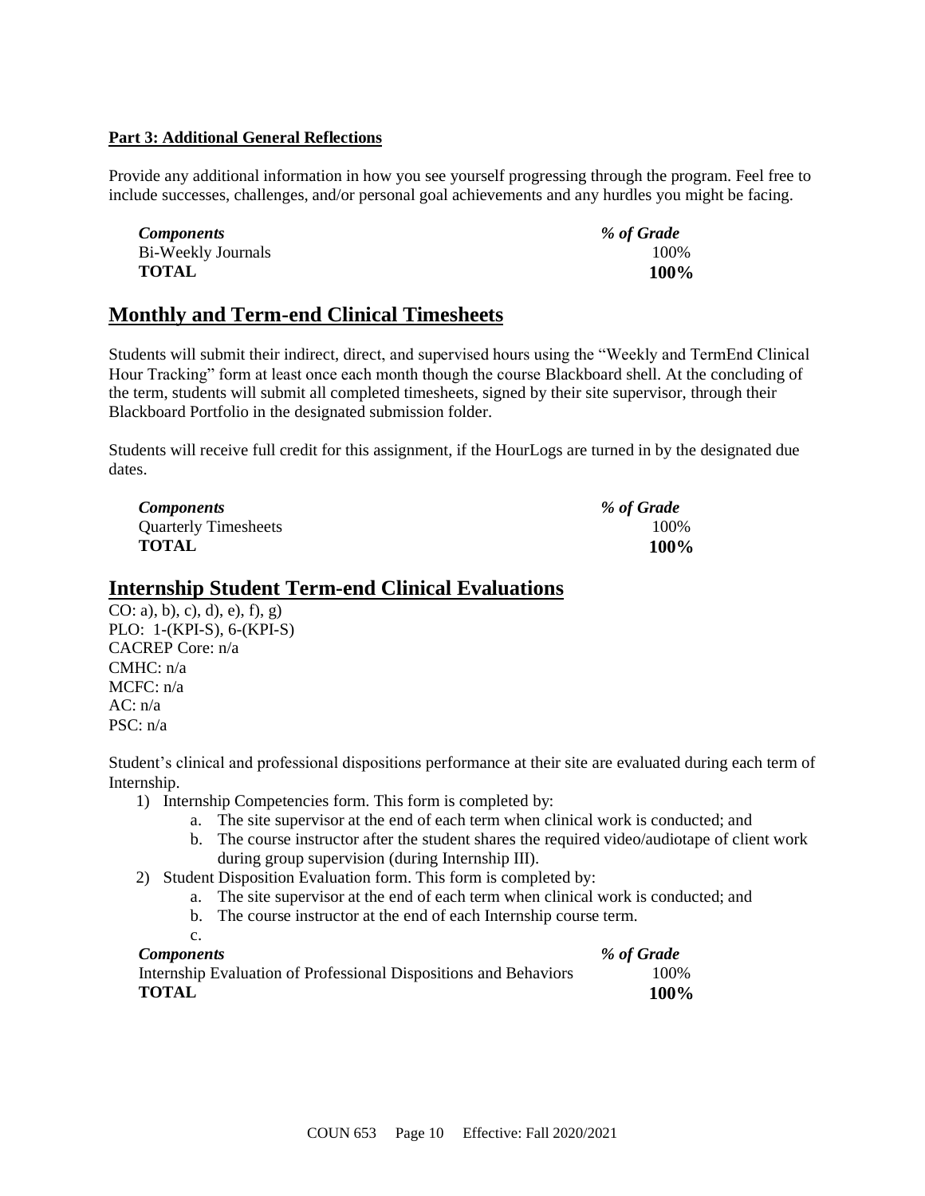**Part 3: Additional General Reflections**

Provide any additional information in how you see yourself progressing through the program. Feel free to include successes, challenges, and/or personal goal achievements and any hurdles you might be facing.

| *Components* | *% of Grade* |
|---|---|
| Bi-Weekly Journals | 100% |
| **TOTAL** | **100%** |

## Monthly and Term-end Clinical Timesheets

Students will submit their indirect, direct, and supervised hours using the "Weekly and TermEnd Clinical Hour Tracking" form at least once each month though the course Blackboard shell. At the concluding of the term, students will submit all completed timesheets, signed by their site supervisor, through their Blackboard Portfolio in the designated submission folder.

Students will receive full credit for this assignment, if the HourLogs are turned in by the designated due dates.

| *Components* | *% of Grade* |
|---|---|
| Quarterly Timesheets | 100% |
| **TOTAL** | **100%** |

## Internship Student Term-end Clinical Evaluations

CO: a), b), c), d), e), f), g)
PLO: 1-(KPI-S), 6-(KPI-S)
CACREP Core: n/a
CMHC: n/a
MCFC: n/a
AC: n/a
PSC: n/a

Student's clinical and professional dispositions performance at their site are evaluated during each term of Internship.

1) Internship Competencies form. This form is completed by:
    a. The site supervisor at the end of each term when clinical work is conducted; and
    b. The course instructor after the student shares the required video/audiotape of client work during group supervision (during Internship III).
2) Student Disposition Evaluation form. This form is completed by:
    a. The site supervisor at the end of each term when clinical work is conducted; and
    b. The course instructor at the end of each Internship course term.
    c.

| *Components* | *% of Grade* |
|---|---|
| Internship Evaluation of Professional Dispositions and Behaviors | 100% |
| **TOTAL** | **100%** |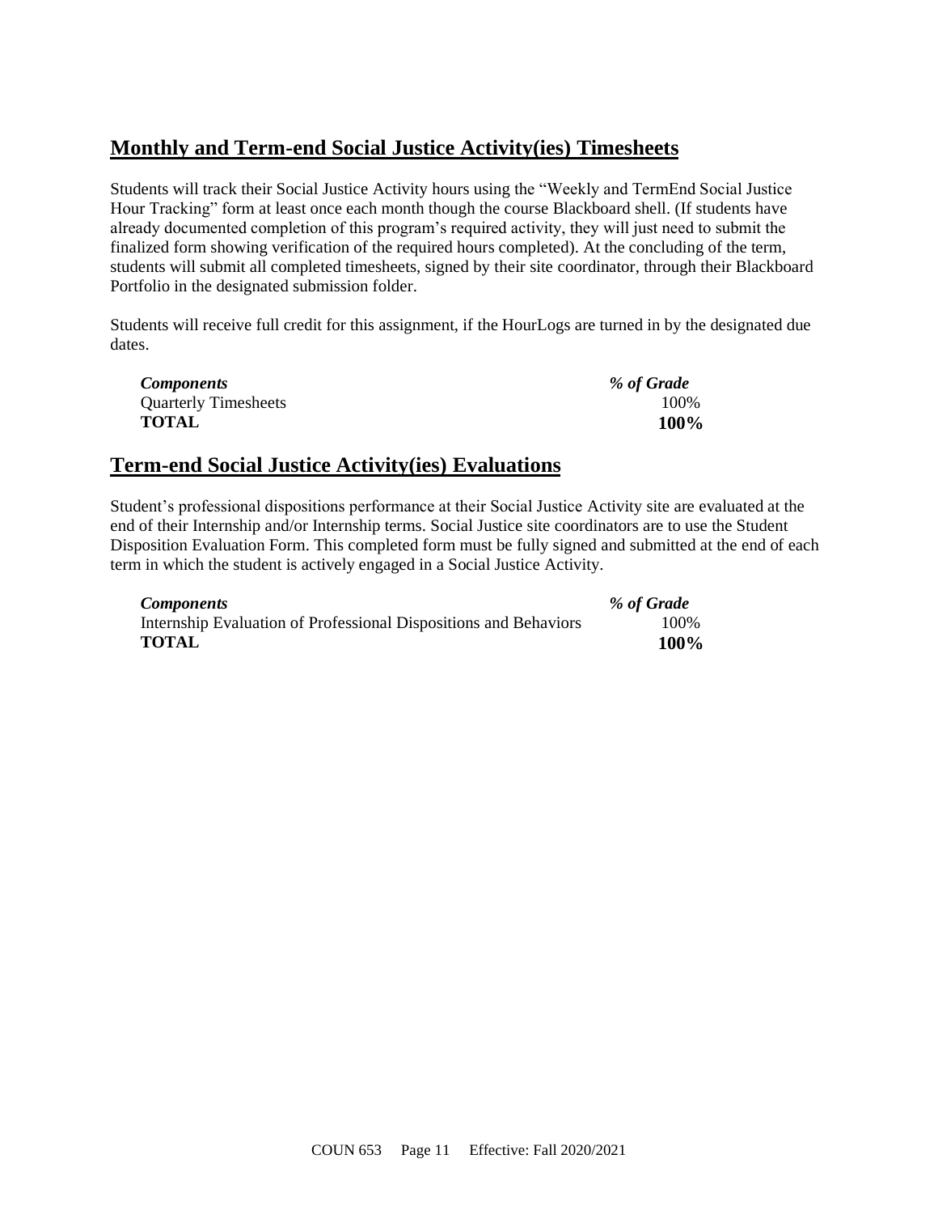## Monthly and Term-end Social Justice Activity(ies) Timesheets

Students will track their Social Justice Activity hours using the "Weekly and TermEnd Social Justice Hour Tracking" form at least once each month though the course Blackboard shell. (If students have already documented completion of this program's required activity, they will just need to submit the finalized form showing verification of the required hours completed). At the concluding of the term, students will submit all completed timesheets, signed by their site coordinator, through their Blackboard Portfolio in the designated submission folder.

Students will receive full credit for this assignment, if the HourLogs are turned in by the designated due dates.

| *Components* | *% of Grade* |
|---|---|
| Quarterly Timesheets | 100% |
| **TOTAL** | **100%** |

## Term-end Social Justice Activity(ies) Evaluations

Student's professional dispositions performance at their Social Justice Activity site are evaluated at the end of their Internship and/or Internship terms. Social Justice site coordinators are to use the Student Disposition Evaluation Form. This completed form must be fully signed and submitted at the end of each term in which the student is actively engaged in a Social Justice Activity.

| *Components* | *% of Grade* |
|---|---|
| Internship Evaluation of Professional Dispositions and Behaviors | 100% |
| **TOTAL** | **100%** |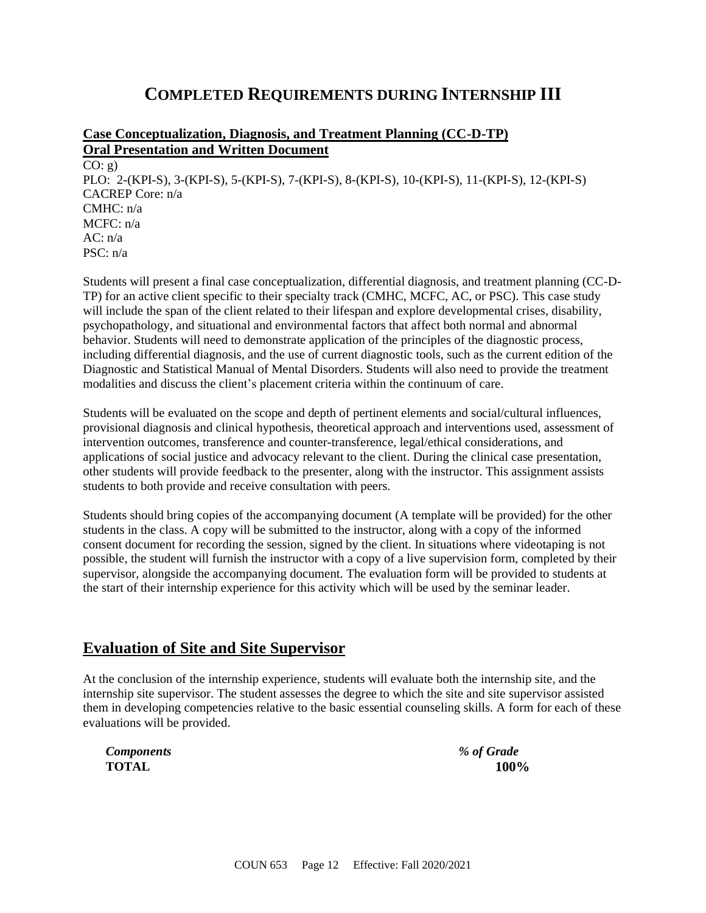# COMPLETED REQUIREMENTS DURING INTERNSHIP III

**Case Conceptualization, Diagnosis, and Treatment Planning (CC-D-TP)**
**Oral Presentation and Written Document**

CO: g)
PLO: 2-(KPI-S), 3-(KPI-S), 5-(KPI-S), 7-(KPI-S), 8-(KPI-S), 10-(KPI-S), 11-(KPI-S), 12-(KPI-S)
CACREP Core: n/a
CMHC: n/a
MCFC: n/a
AC: n/a
PSC: n/a

Students will present a final case conceptualization, differential diagnosis, and treatment planning (CC-D-TP) for an active client specific to their specialty track (CMHC, MCFC, AC, or PSC). This case study will include the span of the client related to their lifespan and explore developmental crises, disability, psychopathology, and situational and environmental factors that affect both normal and abnormal behavior. Students will need to demonstrate application of the principles of the diagnostic process, including differential diagnosis, and the use of current diagnostic tools, such as the current edition of the Diagnostic and Statistical Manual of Mental Disorders. Students will also need to provide the treatment modalities and discuss the client's placement criteria within the continuum of care.

Students will be evaluated on the scope and depth of pertinent elements and social/cultural influences, provisional diagnosis and clinical hypothesis, theoretical approach and interventions used, assessment of intervention outcomes, transference and counter-transference, legal/ethical considerations, and applications of social justice and advocacy relevant to the client. During the clinical case presentation, other students will provide feedback to the presenter, along with the instructor. This assignment assists students to both provide and receive consultation with peers.

Students should bring copies of the accompanying document (A template will be provided) for the other students in the class. A copy will be submitted to the instructor, along with a copy of the informed consent document for recording the session, signed by the client. In situations where videotaping is not possible, the student will furnish the instructor with a copy of a live supervision form, completed by their supervisor, alongside the accompanying document. The evaluation form will be provided to students at the start of their internship experience for this activity which will be used by the seminar leader.

## Evaluation of Site and Site Supervisor

At the conclusion of the internship experience, students will evaluate both the internship site, and the internship site supervisor. The student assesses the degree to which the site and site supervisor assisted them in developing competencies relative to the basic essential counseling skills. A form for each of these evaluations will be provided.

| *Components* | *% of Grade* |
| --- | --- |
| **TOTAL** | **100%** |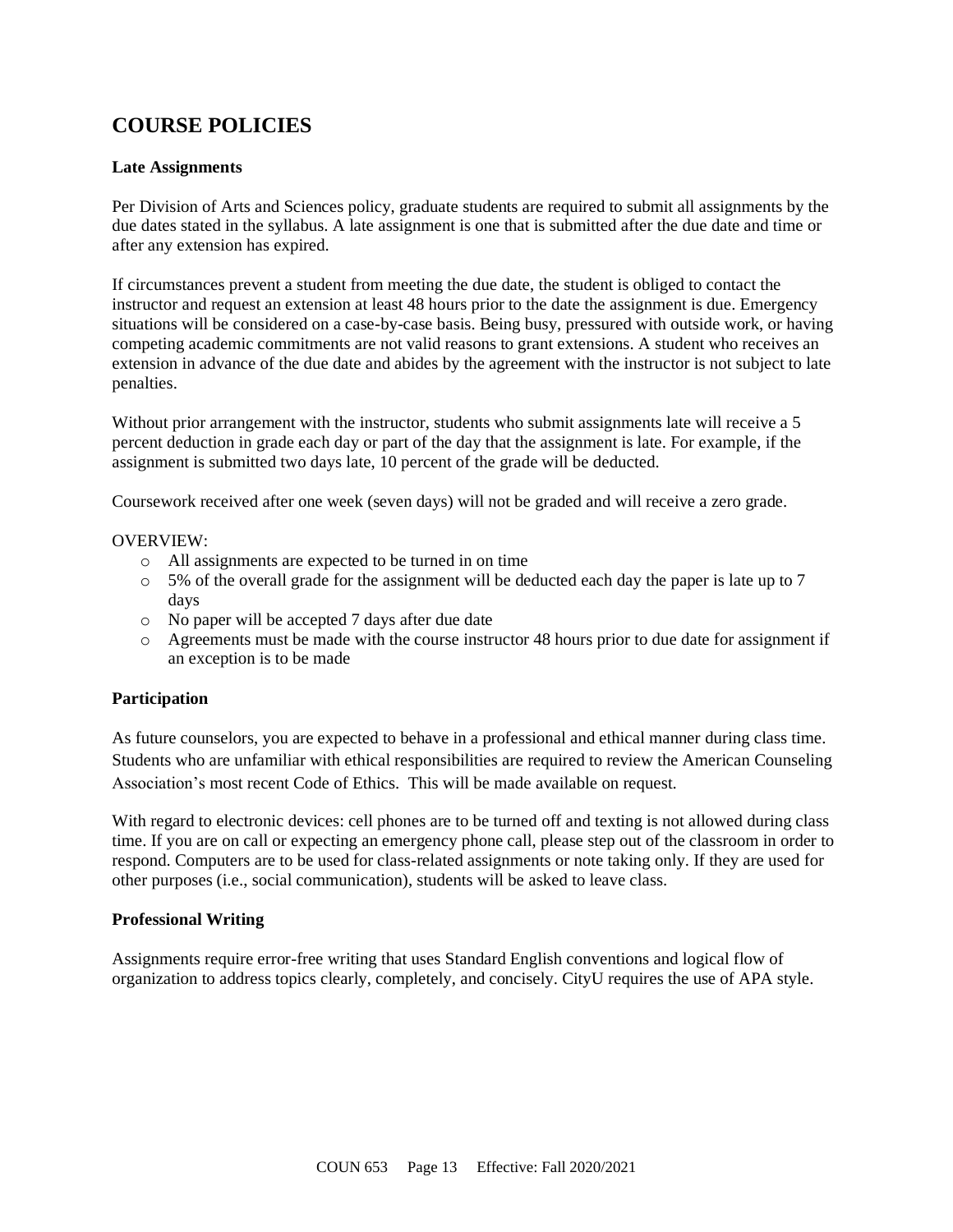## COURSE POLICIES

**Late Assignments**

Per Division of Arts and Sciences policy, graduate students are required to submit all assignments by the due dates stated in the syllabus. A late assignment is one that is submitted after the due date and time or after any extension has expired.

If circumstances prevent a student from meeting the due date, the student is obliged to contact the instructor and request an extension at least 48 hours prior to the date the assignment is due. Emergency situations will be considered on a case-by-case basis. Being busy, pressured with outside work, or having competing academic commitments are not valid reasons to grant extensions. A student who receives an extension in advance of the due date and abides by the agreement with the instructor is not subject to late penalties.

Without prior arrangement with the instructor, students who submit assignments late will receive a 5 percent deduction in grade each day or part of the day that the assignment is late. For example, if the assignment is submitted two days late, 10 percent of the grade will be deducted.

Coursework received after one week (seven days) will not be graded and will receive a zero grade.

OVERVIEW:

- All assignments are expected to be turned in on time
- 5% of the overall grade for the assignment will be deducted each day the paper is late up to 7 days
- No paper will be accepted 7 days after due date
- Agreements must be made with the course instructor 48 hours prior to due date for assignment if an exception is to be made

**Participation**

As future counselors, you are expected to behave in a professional and ethical manner during class time. Students who are unfamiliar with ethical responsibilities are required to review the American Counseling Association's most recent Code of Ethics. This will be made available on request.

With regard to electronic devices: cell phones are to be turned off and texting is not allowed during class time. If you are on call or expecting an emergency phone call, please step out of the classroom in order to respond. Computers are to be used for class-related assignments or note taking only. If they are used for other purposes (i.e., social communication), students will be asked to leave class.

**Professional Writing**

Assignments require error-free writing that uses Standard English conventions and logical flow of organization to address topics clearly, completely, and concisely. CityU requires the use of APA style.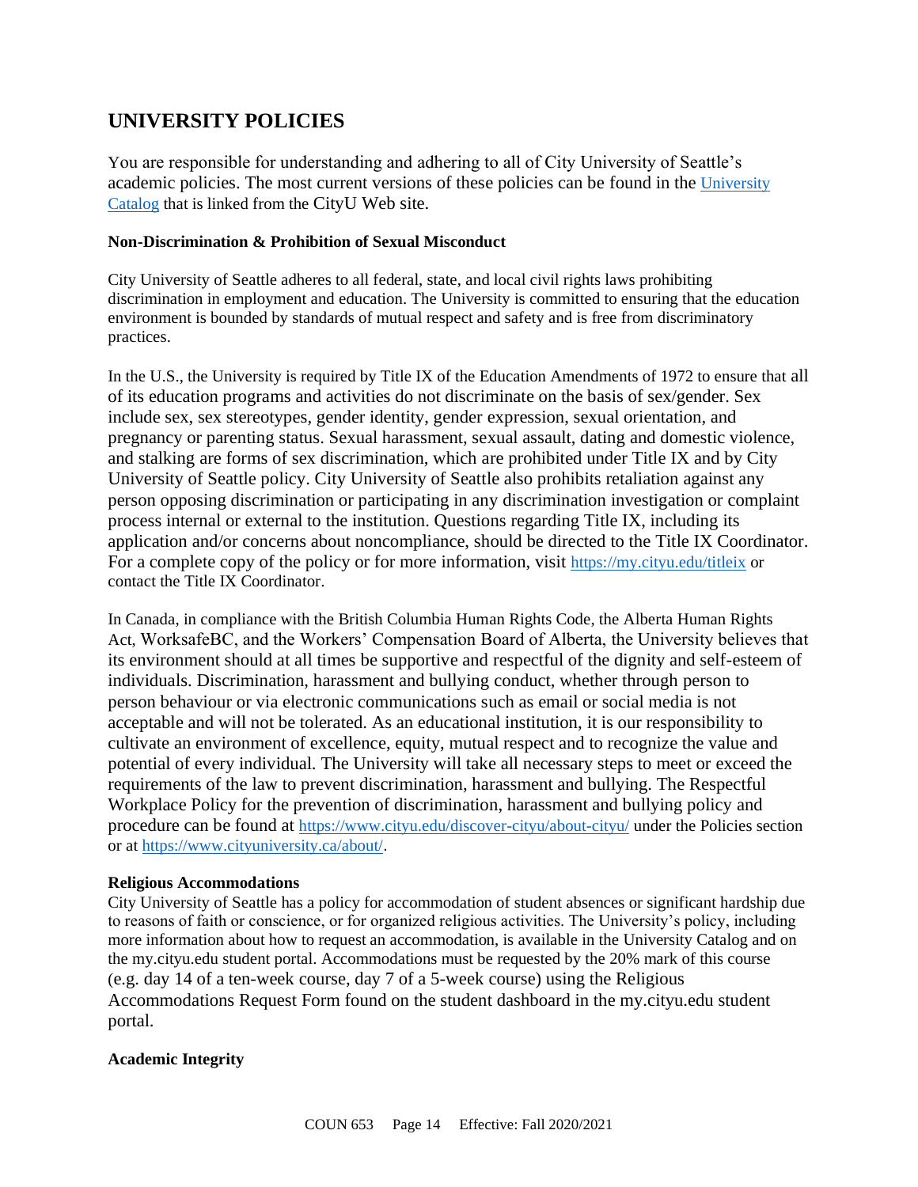## UNIVERSITY POLICIES

You are responsible for understanding and adhering to all of City University of Seattle's academic policies. The most current versions of these policies can be found in the [University Catalog](University Catalog) that is linked from the CityU Web site.

**Non-Discrimination & Prohibition of Sexual Misconduct**

City University of Seattle adheres to all federal, state, and local civil rights laws prohibiting discrimination in employment and education. The University is committed to ensuring that the education environment is bounded by standards of mutual respect and safety and is free from discriminatory practices.

In the U.S., the University is required by Title IX of the Education Amendments of 1972 to ensure that all of its education programs and activities do not discriminate on the basis of sex/gender. Sex include sex, sex stereotypes, gender identity, gender expression, sexual orientation, and pregnancy or parenting status. Sexual harassment, sexual assault, dating and domestic violence, and stalking are forms of sex discrimination, which are prohibited under Title IX and by City University of Seattle policy. City University of Seattle also prohibits retaliation against any person opposing discrimination or participating in any discrimination investigation or complaint process internal or external to the institution. Questions regarding Title IX, including its application and/or concerns about noncompliance, should be directed to the Title IX Coordinator. For a complete copy of the policy or for more information, visit https://my.cityu.edu/titleix or contact the Title IX Coordinator.

In Canada, in compliance with the British Columbia Human Rights Code, the Alberta Human Rights Act, WorksafeBC, and the Workers' Compensation Board of Alberta, the University believes that its environment should at all times be supportive and respectful of the dignity and self-esteem of individuals. Discrimination, harassment and bullying conduct, whether through person to person behaviour or via electronic communications such as email or social media is not acceptable and will not be tolerated. As an educational institution, it is our responsibility to cultivate an environment of excellence, equity, mutual respect and to recognize the value and potential of every individual. The University will take all necessary steps to meet or exceed the requirements of the law to prevent discrimination, harassment and bullying. The Respectful Workplace Policy for the prevention of discrimination, harassment and bullying policy and procedure can be found at https://www.cityu.edu/discover-cityu/about-cityu/ under the Policies section or at https://www.cityuniversity.ca/about/.

**Religious Accommodations**
City University of Seattle has a policy for accommodation of student absences or significant hardship due to reasons of faith or conscience, or for organized religious activities. The University's policy, including more information about how to request an accommodation, is available in the University Catalog and on the my.cityu.edu student portal. Accommodations must be requested by the 20% mark of this course (e.g. day 14 of a ten-week course, day 7 of a 5-week course) using the Religious Accommodations Request Form found on the student dashboard in the my.cityu.edu student portal.

**Academic Integrity**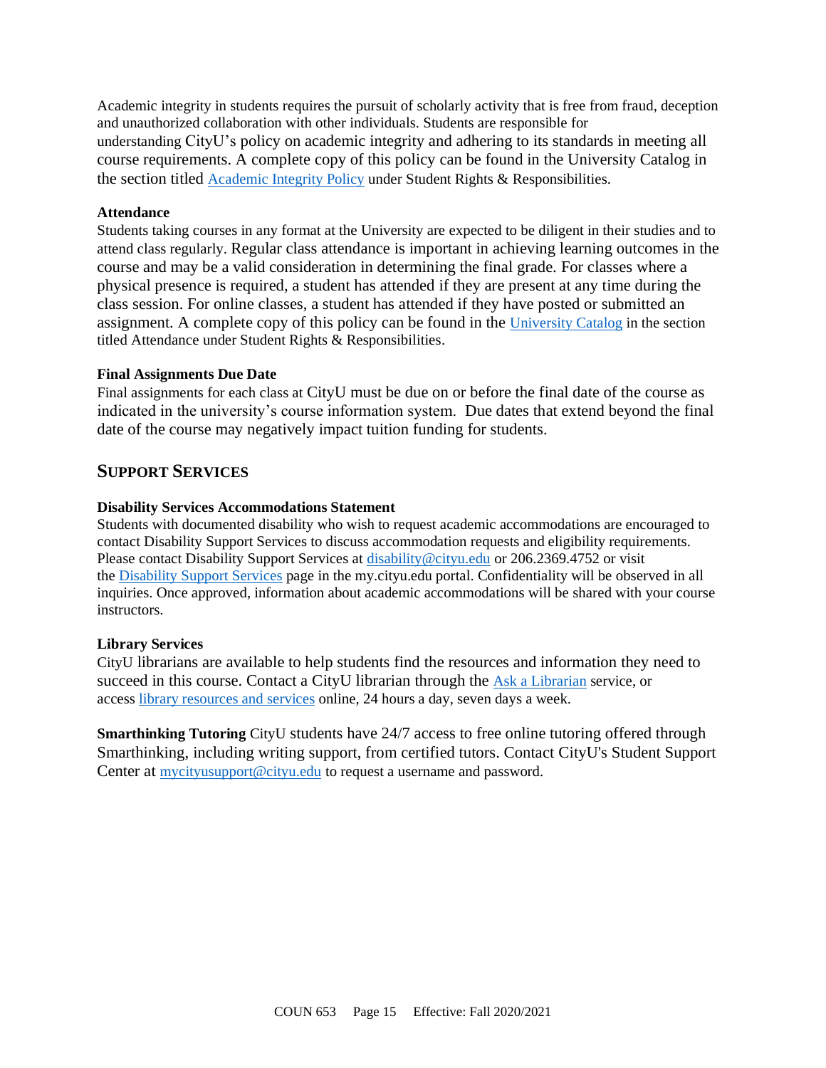Academic integrity in students requires the pursuit of scholarly activity that is free from fraud, deception and unauthorized collaboration with other individuals. Students are responsible for understanding CityU's policy on academic integrity and adhering to its standards in meeting all course requirements. A complete copy of this policy can be found in the University Catalog in the section titled Academic Integrity Policy under Student Rights & Responsibilities.

**Attendance**

Students taking courses in any format at the University are expected to be diligent in their studies and to attend class regularly. Regular class attendance is important in achieving learning outcomes in the course and may be a valid consideration in determining the final grade. For classes where a physical presence is required, a student has attended if they are present at any time during the class session. For online classes, a student has attended if they have posted or submitted an assignment. A complete copy of this policy can be found in the University Catalog in the section titled Attendance under Student Rights & Responsibilities.

**Final Assignments Due Date**

Final assignments for each class at CityU must be due on or before the final date of the course as indicated in the university's course information system. Due dates that extend beyond the final date of the course may negatively impact tuition funding for students.

## SUPPORT SERVICES

**Disability Services Accommodations Statement**

Students with documented disability who wish to request academic accommodations are encouraged to contact Disability Support Services to discuss accommodation requests and eligibility requirements. Please contact Disability Support Services at disability@cityu.edu or 206.2369.4752 or visit the Disability Support Services page in the my.cityu.edu portal. Confidentiality will be observed in all inquiries. Once approved, information about academic accommodations will be shared with your course instructors.

**Library Services**

CityU librarians are available to help students find the resources and information they need to succeed in this course. Contact a CityU librarian through the Ask a Librarian service, or access library resources and services online, 24 hours a day, seven days a week.

**Smarthinking Tutoring** CityU students have 24/7 access to free online tutoring offered through Smarthinking, including writing support, from certified tutors. Contact CityU's Student Support Center at mycityusupport@cityu.edu to request a username and password.